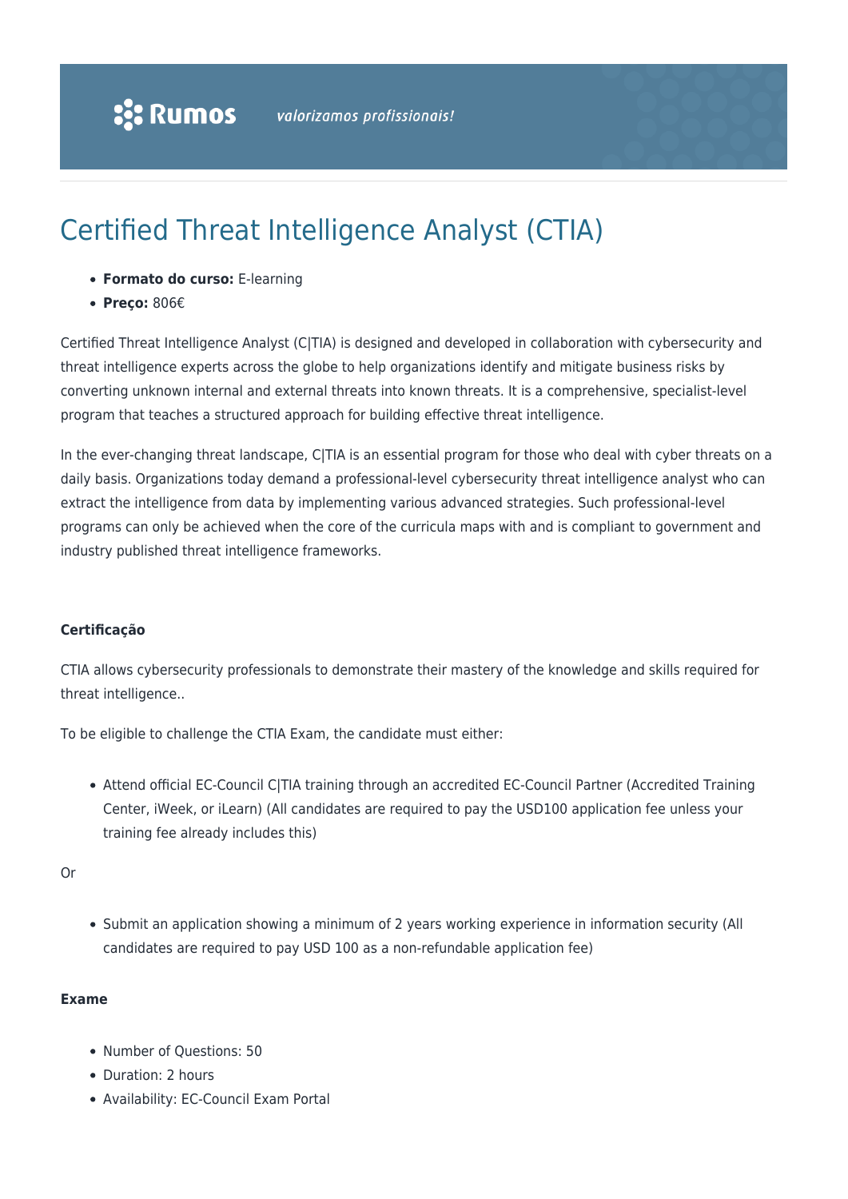# Certified Threat Intelligence Analyst (CTIA)

- **Formato do curso:** E-learning
- **Preço:** 806€

Certified Threat Intelligence Analyst (C|TIA) is designed and developed in collaboration with cybersecurity and threat intelligence experts across the globe to help organizations identify and mitigate business risks by converting unknown internal and external threats into known threats. It is a comprehensive, specialist-level program that teaches a structured approach for building effective threat intelligence.

In the ever-changing threat landscape, C|TIA is an essential program for those who deal with cyber threats on a daily basis. Organizations today demand a professional-level cybersecurity threat intelligence analyst who can extract the intelligence from data by implementing various advanced strategies. Such professional-level programs can only be achieved when the core of the curricula maps with and is compliant to government and industry published threat intelligence frameworks.

**Certificação**

CTIA allows cybersecurity professionals to demonstrate their mastery of the knowledge and skills required for threat intelligence..

To be eligible to challenge the CTIA Exam, the candidate must either:

- Attend official EC-Council C|TIA training through an accredited EC-Council Partner (Accredited Training Center, iWeek, or iLearn) (All candidates are required to pay the USD100 application fee unless your training fee already includes this)

Or

- Submit an application showing a minimum of 2 years working experience in information security (All candidates are required to pay USD 100 as a non-refundable application fee)

**Exame**

- Number of Questions: 50
- Duration: 2 hours
- Availability: EC-Council Exam Portal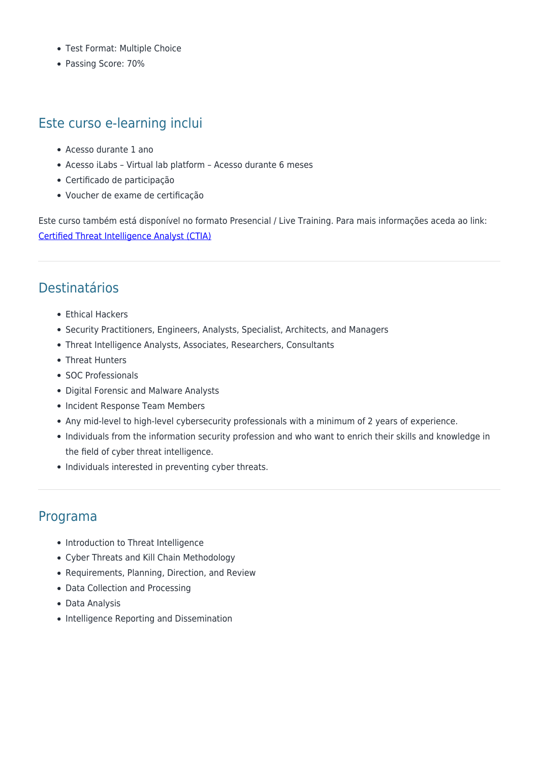- Test Format: Multiple Choice
- Passing Score: 70%

## Este curso e-learning inclui

- Acesso durante 1 ano
- Acesso iLabs – Virtual lab platform – Acesso durante 6 meses
- Certificado de participação
- Voucher de exame de certificação

Este curso também está disponível no formato Presencial / Live Training. Para mais informações aceda ao link: [Certified Threat Intelligence Analyst (CTIA)]()

---

## Destinatários

- Ethical Hackers
- Security Practitioners, Engineers, Analysts, Specialist, Architects, and Managers
- Threat Intelligence Analysts, Associates, Researchers, Consultants
- Threat Hunters
- SOC Professionals
- Digital Forensic and Malware Analysts
- Incident Response Team Members
- Any mid-level to high-level cybersecurity professionals with a minimum of 2 years of experience.
- Individuals from the information security profession and who want to enrich their skills and knowledge in the field of cyber threat intelligence.
- Individuals interested in preventing cyber threats.

---

## Programa

- Introduction to Threat Intelligence
- Cyber Threats and Kill Chain Methodology
- Requirements, Planning, Direction, and Review
- Data Collection and Processing
- Data Analysis
- Intelligence Reporting and Dissemination